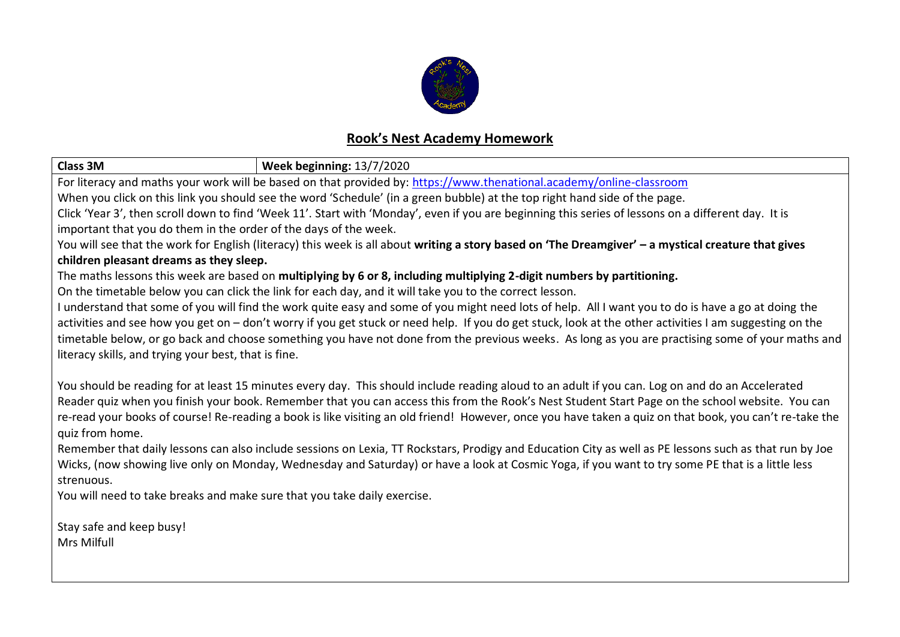# Rook's Nest Academy Homework

| **Class 3M** | **Week beginning:** 13/7/2020 |
|---|---|

For literacy and maths your work will be based on that provided by: https://www.thenational.academy/online-classroom

When you click on this link you should see the word 'Schedule' (in a green bubble) at the top right hand side of the page.

Click 'Year 3', then scroll down to find 'Week 11'. Start with 'Monday', even if you are beginning this series of lessons on a different day. It is important that you do them in the order of the days of the week.

You will see that the work for English (literacy) this week is all about **writing a story based on 'The Dreamgiver' – a mystical creature that gives children pleasant dreams as they sleep.**

The maths lessons this week are based on **multiplying by 6 or 8, including multiplying 2-digit numbers by partitioning.**

On the timetable below you can click the link for each day, and it will take you to the correct lesson.

I understand that some of you will find the work quite easy and some of you might need lots of help. All I want you to do is have a go at doing the activities and see how you get on – don't worry if you get stuck or need help. If you do get stuck, look at the other activities I am suggesting on the timetable below, or go back and choose something you have not done from the previous weeks. As long as you are practising some of your maths and literacy skills, and trying your best, that is fine.

You should be reading for at least 15 minutes every day. This should include reading aloud to an adult if you can. Log on and do an Accelerated Reader quiz when you finish your book. Remember that you can access this from the Rook's Nest Student Start Page on the school website. You can re-read your books of course! Re-reading a book is like visiting an old friend! However, once you have taken a quiz on that book, you can't re-take the quiz from home.

Remember that daily lessons can also include sessions on Lexia, TT Rockstars, Prodigy and Education City as well as PE lessons such as that run by Joe Wicks, (now showing live only on Monday, Wednesday and Saturday) or have a look at Cosmic Yoga, if you want to try some PE that is a little less strenuous.

You will need to take breaks and make sure that you take daily exercise.

Stay safe and keep busy!

Mrs Milfull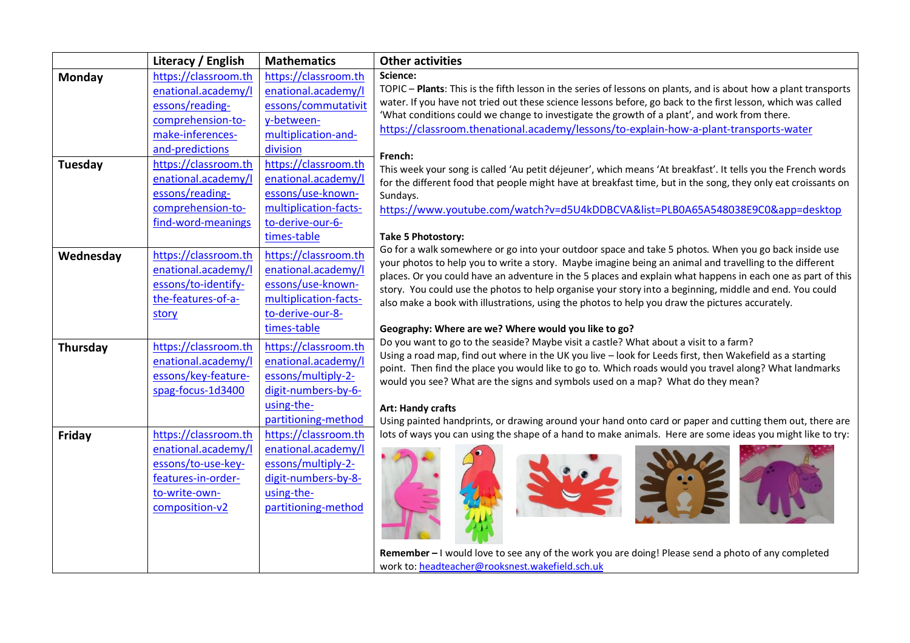| | Literacy / English | Mathematics | Other activities |
|---|---|---|---|
| **Monday** | https://classroom.thenational.academy/lessons/reading-comprehension-to-make-inferences-and-predictions | https://classroom.thenational.academy/lessons/commutativity-between-multiplication-and-division | **Science:**<br>TOPIC – **Plants**: This is the fifth lesson in the series of lessons on plants, and is about how a plant transports water. If you have not tried out these science lessons before, go back to the first lesson, which was called 'What conditions could we change to investigate the growth of a plant', and work from there.<br>https://classroom.thenational.academy/lessons/to-explain-how-a-plant-transports-water<br><br>**French:**<br>This week your song is called 'Au petit déjeuner', which means 'At breakfast'. It tells you the French words for the different food that people might have at breakfast time, but in the song, they only eat croissants on Sundays.<br>https://www.youtube.com/watch?v=d5U4kDDBCVA&list=PLB0A65A548038E9C0&app=desktop<br><br>**Take 5 Photostory:**<br>Go for a walk somewhere or go into your outdoor space and take 5 photos. When you go back inside use your photos to help you to write a story. Maybe imagine being an animal and travelling to the different places. Or you could have an adventure in the 5 places and explain what happens in each one as part of this story. You could use the photos to help organise your story into a beginning, middle and end. You could also make a book with illustrations, using the photos to help you draw the pictures accurately.<br><br>**Geography: Where are we? Where would you like to go?**<br>Do you want to go to the seaside? Maybe visit a castle? What about a visit to a farm?<br>Using a road map, find out where in the UK you live – look for Leeds first, then Wakefield as a starting point. Then find the place you would like to go to. Which roads would you travel along? What landmarks would you see? What are the signs and symbols used on a map? What do they mean?<br><br>**Art: Handy crafts**<br>Using painted handprints, or drawing around your hand onto card or paper and cutting them out, there are lots of ways you can using the shape of a hand to make animals. Here are some ideas you might like to try:<br><br>**Remember –** I would love to see any of the work you are doing! Please send a photo of any completed work to: headteacher@rooksnest.wakefield.sch.uk |
| **Tuesday** | https://classroom.thenational.academy/lessons/reading-comprehension-to-find-word-meanings | https://classroom.thenational.academy/lessons/use-known-multiplication-facts-to-derive-our-6-times-table | |
| **Wednesday** | https://classroom.thenational.academy/lessons/to-identify-the-features-of-a-story | https://classroom.thenational.academy/lessons/use-known-multiplication-facts-to-derive-our-8-times-table | |
| **Thursday** | https://classroom.thenational.academy/lessons/key-feature-spag-focus-1d3400 | https://classroom.thenational.academy/lessons/multiply-2-digit-numbers-by-6-using-the-partitioning-method | |
| **Friday** | https://classroom.thenational.academy/lessons/to-use-key-features-in-order-to-write-own-composition-v2 | https://classroom.thenational.academy/lessons/multiply-2-digit-numbers-by-8-using-the-partitioning-method | |